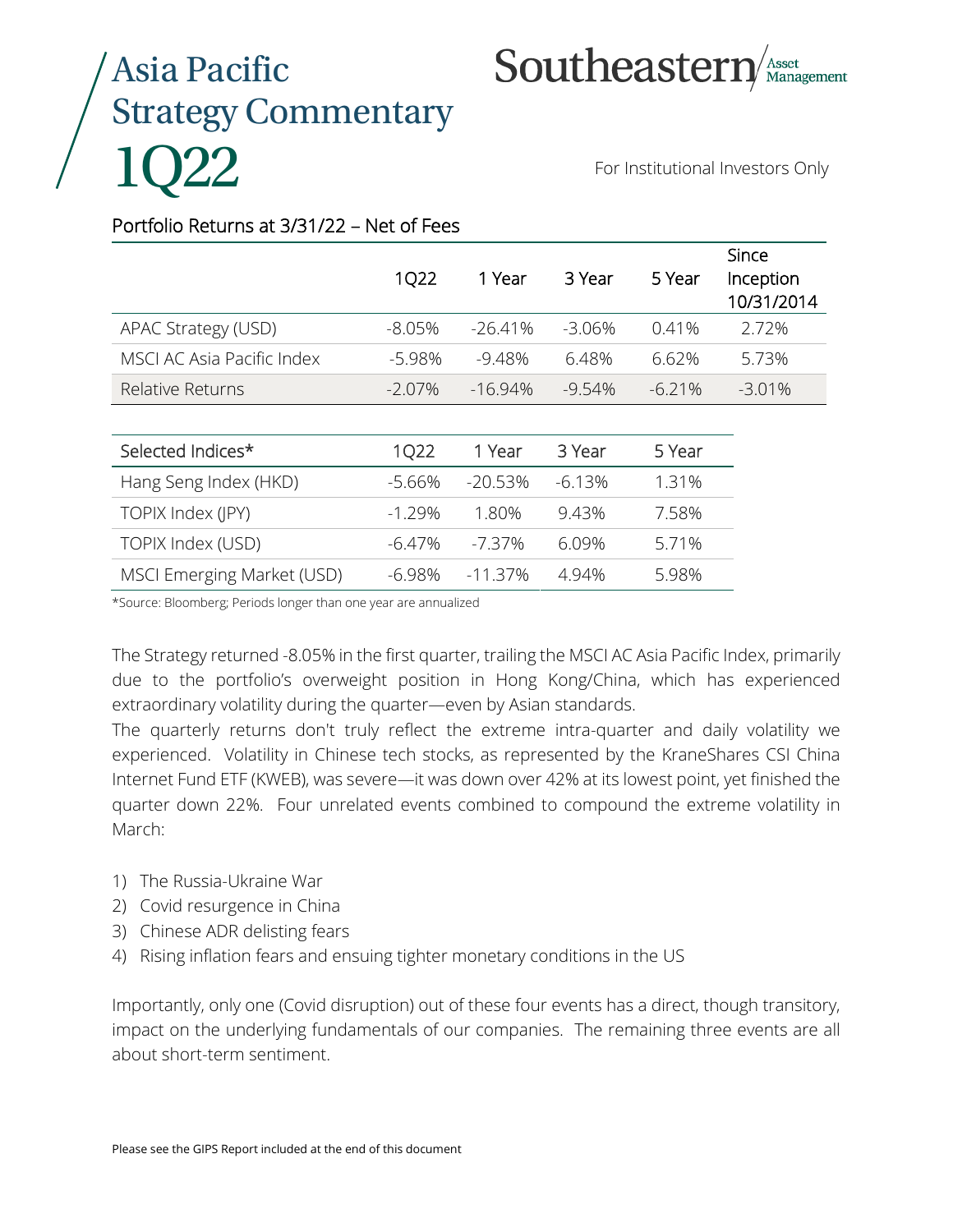# Asia Pacific Strategy Commentary 1Q22

Southeastern Asset Management

For Institutional Investors Only

Portfolio Returns at 3/31/22 – Net of Fees

| | 1Q22 | 1 Year | 3 Year | 5 Year | Since Inception 10/31/2014 |
|---|---|---|---|---|---|
| APAC Strategy (USD) | -8.05% | -26.41% | -3.06% | 0.41% | 2.72% |
| MSCI AC Asia Pacific Index | -5.98% | -9.48% | 6.48% | 6.62% | 5.73% |
| Relative Returns | -2.07% | -16.94% | -9.54% | -6.21% | -3.01% |

| Selected Indices* | 1Q22 | 1 Year | 3 Year | 5 Year |
|---|---|---|---|---|
| Hang Seng Index (HKD) | -5.66% | -20.53% | -6.13% | 1.31% |
| TOPIX Index (JPY) | -1.29% | 1.80% | 9.43% | 7.58% |
| TOPIX Index (USD) | -6.47% | -7.37% | 6.09% | 5.71% |
| MSCI Emerging Market (USD) | -6.98% | -11.37% | 4.94% | 5.98% |

*Source: Bloomberg; Periods longer than one year are annualized

The Strategy returned -8.05% in the first quarter, trailing the MSCI AC Asia Pacific Index, primarily due to the portfolio's overweight position in Hong Kong/China, which has experienced extraordinary volatility during the quarter—even by Asian standards.

The quarterly returns don't truly reflect the extreme intra-quarter and daily volatility we experienced. Volatility in Chinese tech stocks, as represented by the KraneShares CSI China Internet Fund ETF (KWEB), was severe—it was down over 42% at its lowest point, yet finished the quarter down 22%. Four unrelated events combined to compound the extreme volatility in March:

1) The Russia-Ukraine War
2) Covid resurgence in China
3) Chinese ADR delisting fears
4) Rising inflation fears and ensuing tighter monetary conditions in the US

Importantly, only one (Covid disruption) out of these four events has a direct, though transitory, impact on the underlying fundamentals of our companies. The remaining three events are all about short-term sentiment.

Please see the GIPS Report included at the end of this document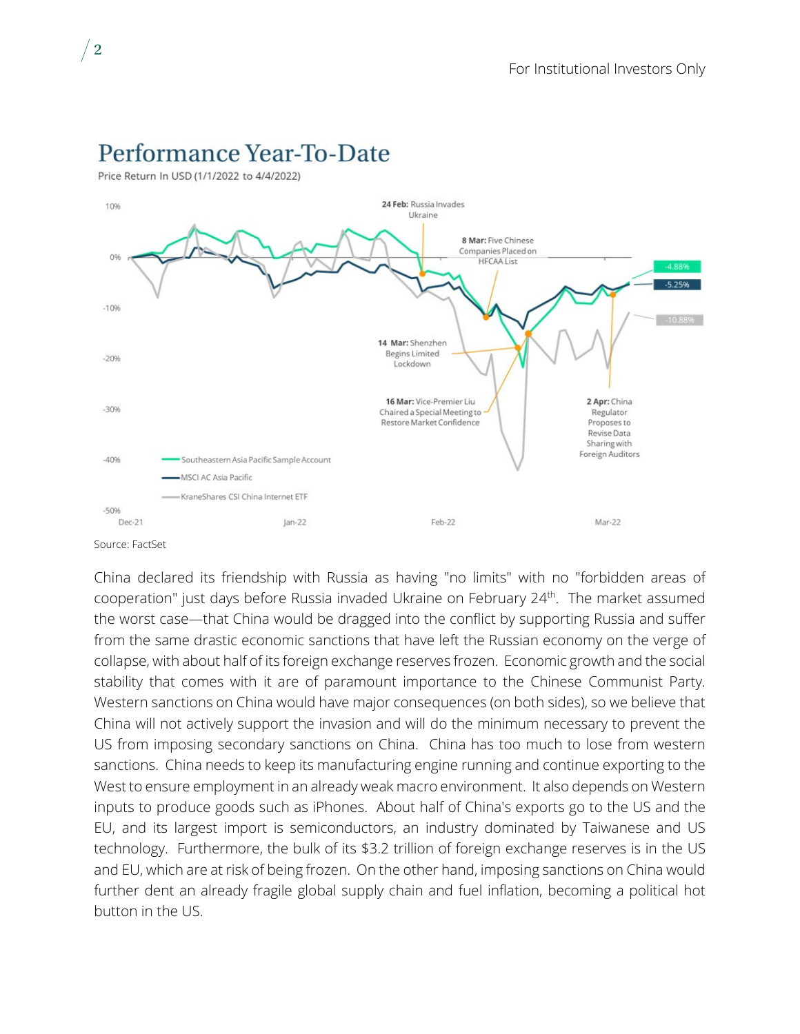## Performance Year-To-Date

Price Return In USD (1/1/2022 to 4/4/2022)

Source: FactSet

China declared its friendship with Russia as having "no limits" with no "forbidden areas of cooperation" just days before Russia invaded Ukraine on February 24th. The market assumed the worst case—that China would be dragged into the conflict by supporting Russia and suffer from the same drastic economic sanctions that have left the Russian economy on the verge of collapse, with about half of its foreign exchange reserves frozen. Economic growth and the social stability that comes with it are of paramount importance to the Chinese Communist Party. Western sanctions on China would have major consequences (on both sides), so we believe that China will not actively support the invasion and will do the minimum necessary to prevent the US from imposing secondary sanctions on China. China has too much to lose from western sanctions. China needs to keep its manufacturing engine running and continue exporting to the West to ensure employment in an already weak macro environment. It also depends on Western inputs to produce goods such as iPhones. About half of China's exports go to the US and the EU, and its largest import is semiconductors, an industry dominated by Taiwanese and US technology. Furthermore, the bulk of its $3.2 trillion of foreign exchange reserves is in the US and EU, which are at risk of being frozen. On the other hand, imposing sanctions on China would further dent an already fragile global supply chain and fuel inflation, becoming a political hot button in the US.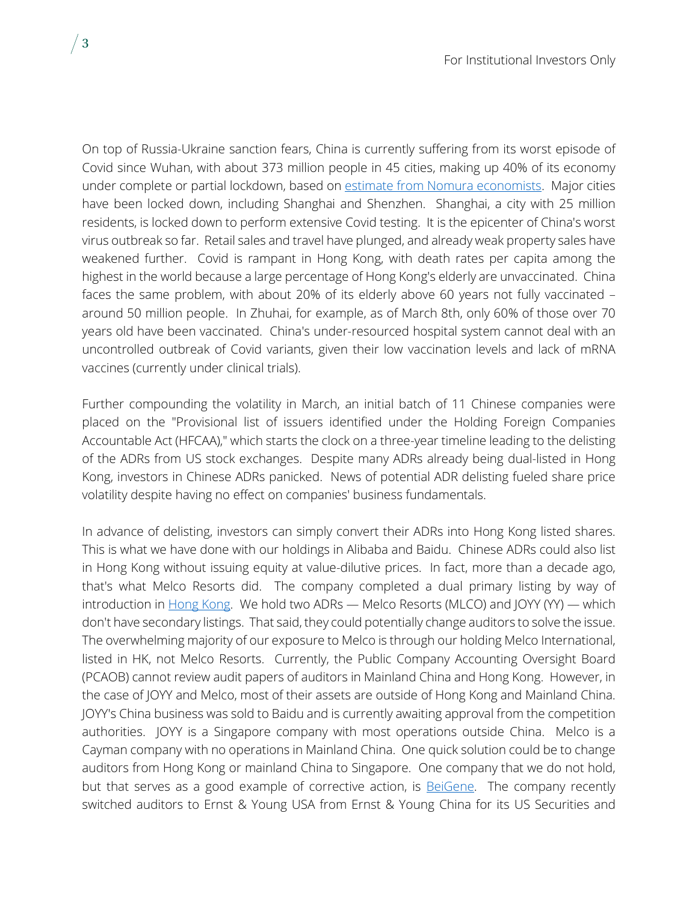On top of Russia-Ukraine sanction fears, China is currently suffering from its worst episode of Covid since Wuhan, with about 373 million people in 45 cities, making up 40% of its economy under complete or partial lockdown, based on [estimate from Nomura economists](). Major cities have been locked down, including Shanghai and Shenzhen. Shanghai, a city with 25 million residents, is locked down to perform extensive Covid testing. It is the epicenter of China's worst virus outbreak so far. Retail sales and travel have plunged, and already weak property sales have weakened further. Covid is rampant in Hong Kong, with death rates per capita among the highest in the world because a large percentage of Hong Kong's elderly are unvaccinated. China faces the same problem, with about 20% of its elderly above 60 years not fully vaccinated – around 50 million people. In Zhuhai, for example, as of March 8th, only 60% of those over 70 years old have been vaccinated. China's under-resourced hospital system cannot deal with an uncontrolled outbreak of Covid variants, given their low vaccination levels and lack of mRNA vaccines (currently under clinical trials).

Further compounding the volatility in March, an initial batch of 11 Chinese companies were placed on the "Provisional list of issuers identified under the Holding Foreign Companies Accountable Act (HFCAA)," which starts the clock on a three-year timeline leading to the delisting of the ADRs from US stock exchanges. Despite many ADRs already being dual-listed in Hong Kong, investors in Chinese ADRs panicked. News of potential ADR delisting fueled share price volatility despite having no effect on companies' business fundamentals.

In advance of delisting, investors can simply convert their ADRs into Hong Kong listed shares. This is what we have done with our holdings in Alibaba and Baidu. Chinese ADRs could also list in Hong Kong without issuing equity at value-dilutive prices. In fact, more than a decade ago, that's what Melco Resorts did. The company completed a dual primary listing by way of introduction in [Hong Kong](). We hold two ADRs — Melco Resorts (MLCO) and JOYY (YY) — which don't have secondary listings. That said, they could potentially change auditors to solve the issue. The overwhelming majority of our exposure to Melco is through our holding Melco International, listed in HK, not Melco Resorts. Currently, the Public Company Accounting Oversight Board (PCAOB) cannot review audit papers of auditors in Mainland China and Hong Kong. However, in the case of JOYY and Melco, most of their assets are outside of Hong Kong and Mainland China. JOYY's China business was sold to Baidu and is currently awaiting approval from the competition authorities. JOYY is a Singapore company with most operations outside China. Melco is a Cayman company with no operations in Mainland China. One quick solution could be to change auditors from Hong Kong or mainland China to Singapore. One company that we do not hold, but that serves as a good example of corrective action, is [BeiGene](). The company recently switched auditors to Ernst & Young USA from Ernst & Young China for its US Securities and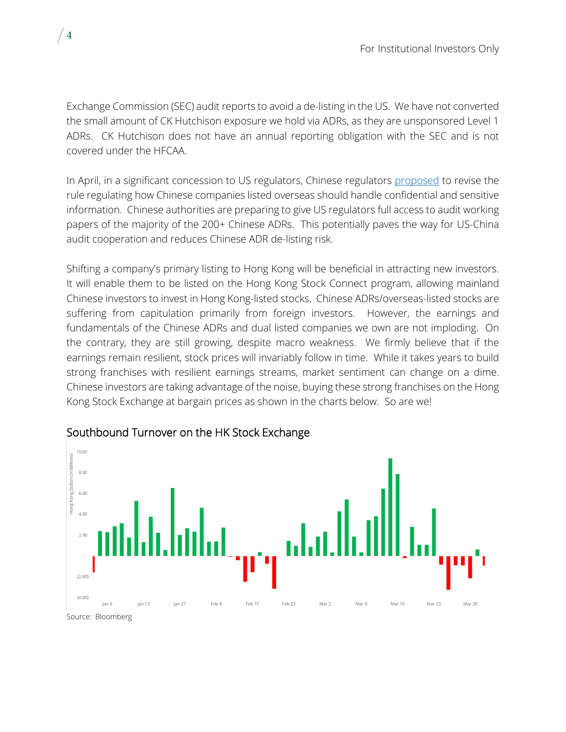Exchange Commission (SEC) audit reports to avoid a de-listing in the US. We have not converted the small amount of CK Hutchison exposure we hold via ADRs, as they are unsponsored Level 1 ADRs. CK Hutchison does not have an annual reporting obligation with the SEC and is not covered under the HFCAA.

In April, in a significant concession to US regulators, Chinese regulators proposed to revise the rule regulating how Chinese companies listed overseas should handle confidential and sensitive information. Chinese authorities are preparing to give US regulators full access to audit working papers of the majority of the 200+ Chinese ADRs. This potentially paves the way for US-China audit cooperation and reduces Chinese ADR de-listing risk.

Shifting a company's primary listing to Hong Kong will be beneficial in attracting new investors. It will enable them to be listed on the Hong Kong Stock Connect program, allowing mainland Chinese investors to invest in Hong Kong-listed stocks. Chinese ADRs/overseas-listed stocks are suffering from capitulation primarily from foreign investors. However, the earnings and fundamentals of the Chinese ADRs and dual listed companies we own are not imploding. On the contrary, they are still growing, despite macro weakness. We firmly believe that if the earnings remain resilient, stock prices will invariably follow in time. While it takes years to build strong franchises with resilient earnings streams, market sentiment can change on a dime. Chinese investors are taking advantage of the noise, buying these strong franchises on the Hong Kong Stock Exchange at bargain prices as shown in the charts below. So are we!

## Southbound Turnover on the HK Stock Exchange

Source: Bloomberg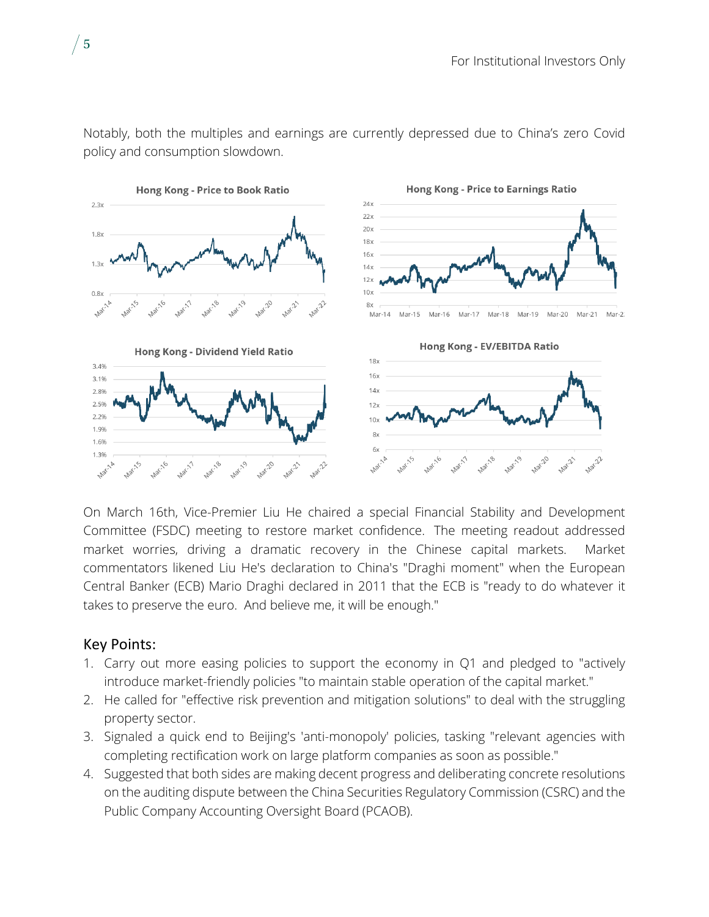Notably, both the multiples and earnings are currently depressed due to China's zero Covid policy and consumption slowdown.

On March 16th, Vice-Premier Liu He chaired a special Financial Stability and Development Committee (FSDC) meeting to restore market confidence. The meeting readout addressed market worries, driving a dramatic recovery in the Chinese capital markets. Market commentators likened Liu He's declaration to China's "Draghi moment" when the European Central Banker (ECB) Mario Draghi declared in 2011 that the ECB is "ready to do whatever it takes to preserve the euro. And believe me, it will be enough."

## Key Points:

1. Carry out more easing policies to support the economy in Q1 and pledged to "actively introduce market-friendly policies "to maintain stable operation of the capital market."
2. He called for "effective risk prevention and mitigation solutions" to deal with the struggling property sector.
3. Signaled a quick end to Beijing's 'anti-monopoly' policies, tasking "relevant agencies with completing rectification work on large platform companies as soon as possible."
4. Suggested that both sides are making decent progress and deliberating concrete resolutions on the auditing dispute between the China Securities Regulatory Commission (CSRC) and the Public Company Accounting Oversight Board (PCAOB).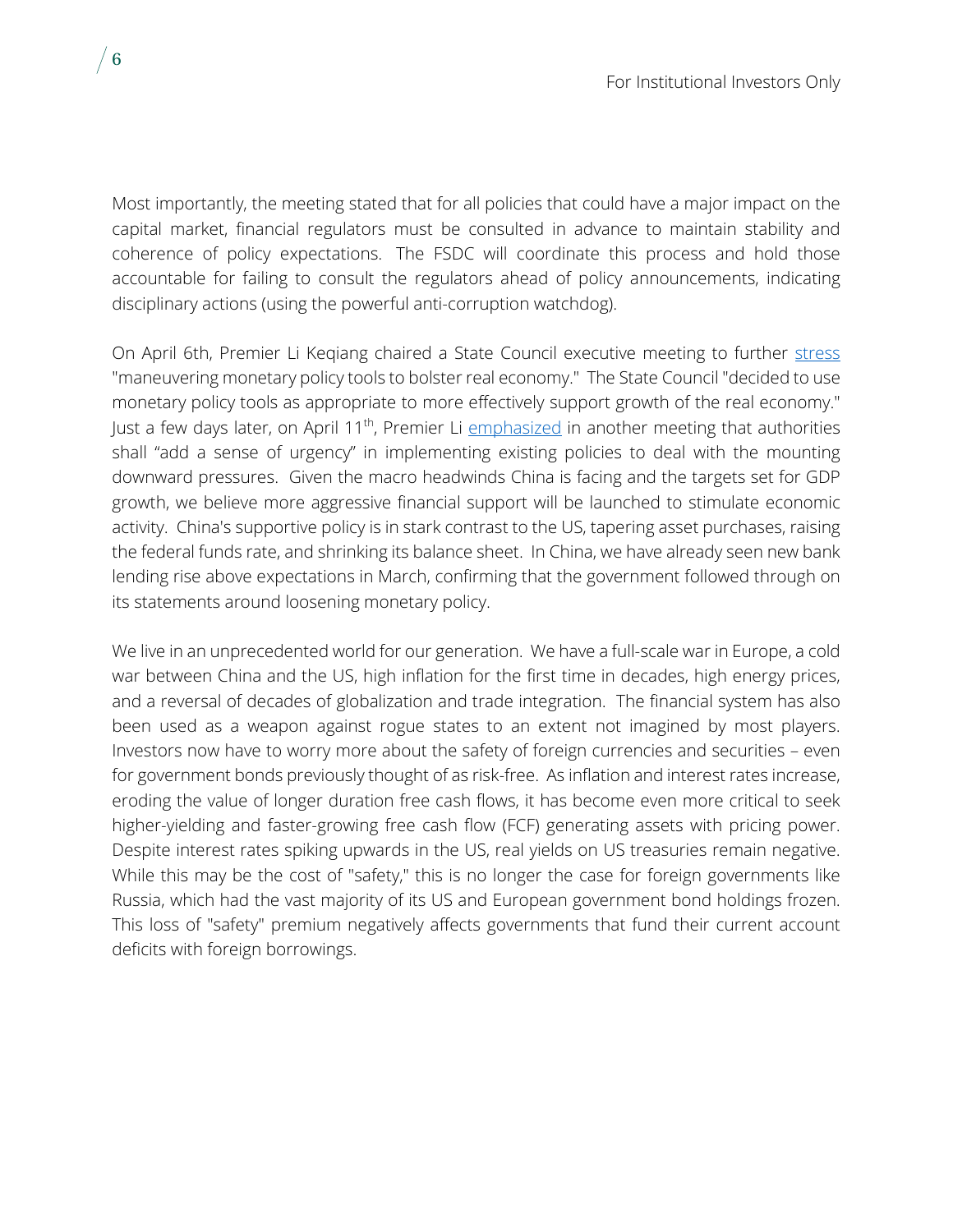Most importantly, the meeting stated that for all policies that could have a major impact on the capital market, financial regulators must be consulted in advance to maintain stability and coherence of policy expectations. The FSDC will coordinate this process and hold those accountable for failing to consult the regulators ahead of policy announcements, indicating disciplinary actions (using the powerful anti-corruption watchdog).

On April 6th, Premier Li Keqiang chaired a State Council executive meeting to further [stress](#) "maneuvering monetary policy tools to bolster real economy." The State Council "decided to use monetary policy tools as appropriate to more effectively support growth of the real economy." Just a few days later, on April 11th, Premier Li [emphasized](#) in another meeting that authorities shall "add a sense of urgency" in implementing existing policies to deal with the mounting downward pressures. Given the macro headwinds China is facing and the targets set for GDP growth, we believe more aggressive financial support will be launched to stimulate economic activity. China's supportive policy is in stark contrast to the US, tapering asset purchases, raising the federal funds rate, and shrinking its balance sheet. In China, we have already seen new bank lending rise above expectations in March, confirming that the government followed through on its statements around loosening monetary policy.

We live in an unprecedented world for our generation. We have a full-scale war in Europe, a cold war between China and the US, high inflation for the first time in decades, high energy prices, and a reversal of decades of globalization and trade integration. The financial system has also been used as a weapon against rogue states to an extent not imagined by most players. Investors now have to worry more about the safety of foreign currencies and securities – even for government bonds previously thought of as risk-free. As inflation and interest rates increase, eroding the value of longer duration free cash flows, it has become even more critical to seek higher-yielding and faster-growing free cash flow (FCF) generating assets with pricing power. Despite interest rates spiking upwards in the US, real yields on US treasuries remain negative. While this may be the cost of "safety," this is no longer the case for foreign governments like Russia, which had the vast majority of its US and European government bond holdings frozen. This loss of "safety" premium negatively affects governments that fund their current account deficits with foreign borrowings.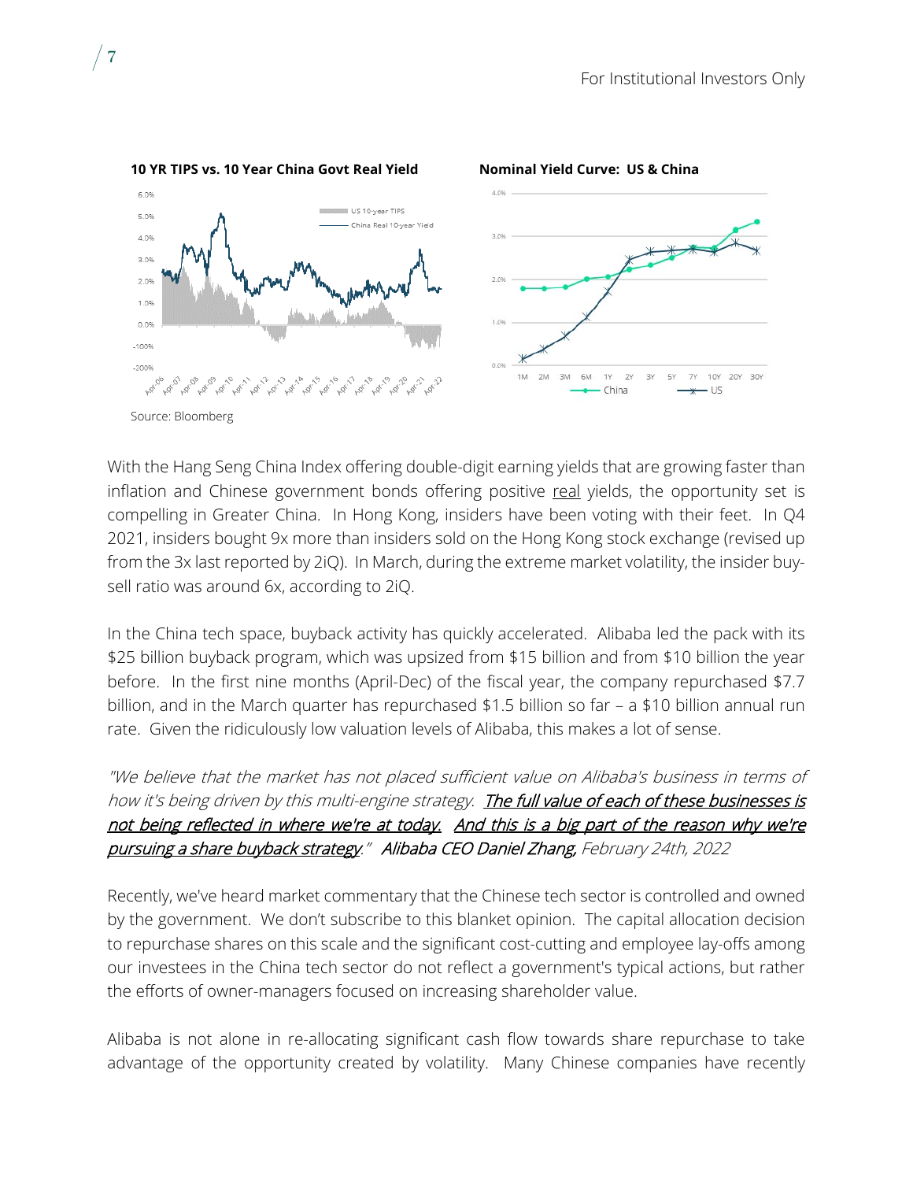**10 YR TIPS vs. 10 Year China Govt Real Yield**

**Nominal Yield Curve: US & China**

Source: Bloomberg

With the Hang Seng China Index offering double-digit earning yields that are growing faster than inflation and Chinese government bonds offering positive real yields, the opportunity set is compelling in Greater China. In Hong Kong, insiders have been voting with their feet. In Q4 2021, insiders bought 9x more than insiders sold on the Hong Kong stock exchange (revised up from the 3x last reported by 2iQ). In March, during the extreme market volatility, the insider buy-sell ratio was around 6x, according to 2iQ.

In the China tech space, buyback activity has quickly accelerated. Alibaba led the pack with its $25 billion buyback program, which was upsized from $15 billion and from $10 billion the year before. In the first nine months (April-Dec) of the fiscal year, the company repurchased $7.7 billion, and in the March quarter has repurchased $1.5 billion so far – a $10 billion annual run rate. Given the ridiculously low valuation levels of Alibaba, this makes a lot of sense.

*"We believe that the market has not placed sufficient value on Alibaba's business in terms of how it's being driven by this multi-engine strategy. The full value of each of these businesses is not being reflected in where we're at today. And this is a big part of the reason why we're pursuing a share buyback strategy." Alibaba CEO Daniel Zhang, February 24th, 2022*

Recently, we've heard market commentary that the Chinese tech sector is controlled and owned by the government. We don't subscribe to this blanket opinion. The capital allocation decision to repurchase shares on this scale and the significant cost-cutting and employee lay-offs among our investees in the China tech sector do not reflect a government's typical actions, but rather the efforts of owner-managers focused on increasing shareholder value.

Alibaba is not alone in re-allocating significant cash flow towards share repurchase to take advantage of the opportunity created by volatility. Many Chinese companies have recently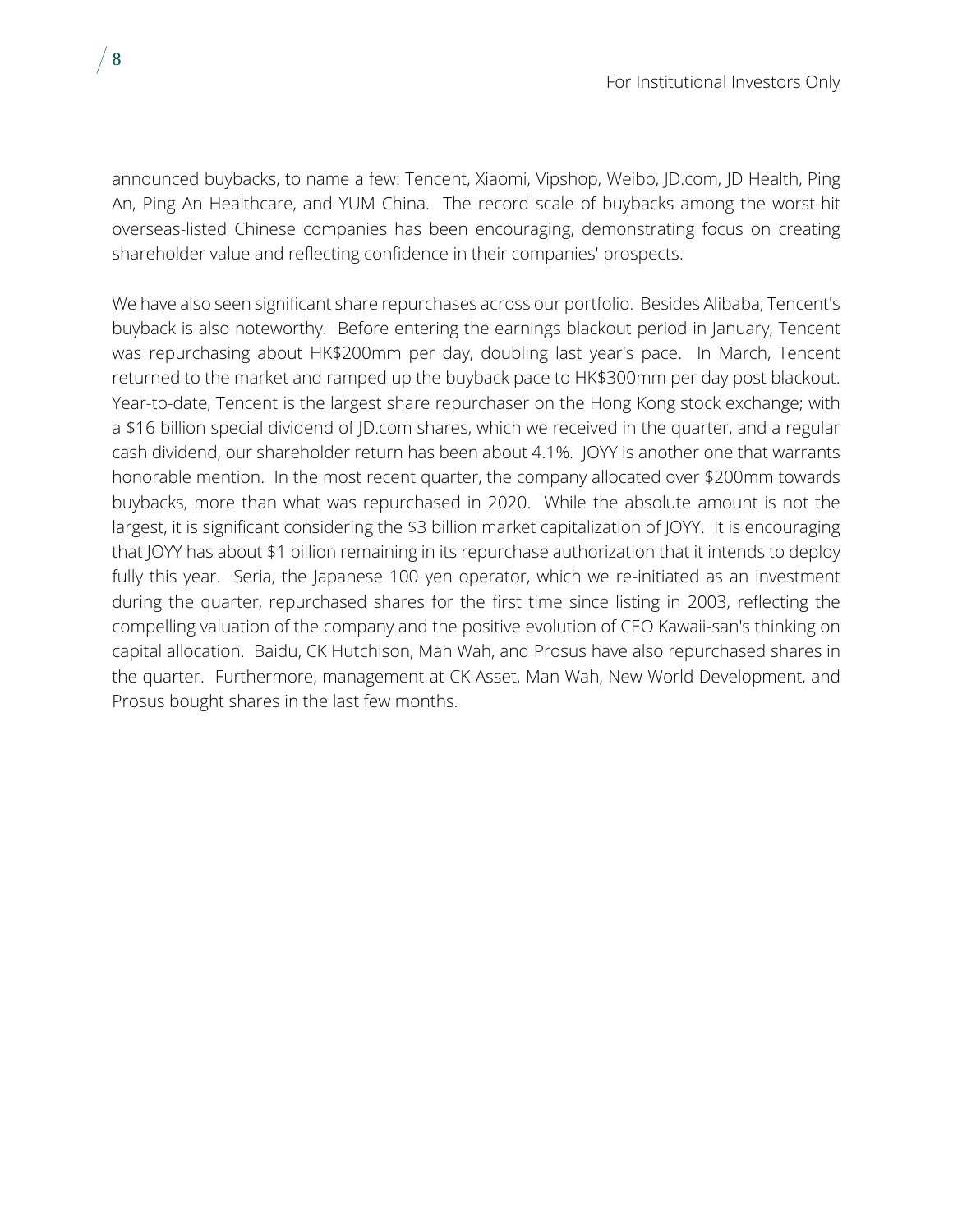announced buybacks, to name a few: Tencent, Xiaomi, Vipshop, Weibo, JD.com, JD Health, Ping An, Ping An Healthcare, and YUM China. The record scale of buybacks among the worst-hit overseas-listed Chinese companies has been encouraging, demonstrating focus on creating shareholder value and reflecting confidence in their companies' prospects.

We have also seen significant share repurchases across our portfolio. Besides Alibaba, Tencent's buyback is also noteworthy. Before entering the earnings blackout period in January, Tencent was repurchasing about HK$200mm per day, doubling last year's pace. In March, Tencent returned to the market and ramped up the buyback pace to HK$300mm per day post blackout. Year-to-date, Tencent is the largest share repurchaser on the Hong Kong stock exchange; with a $16 billion special dividend of JD.com shares, which we received in the quarter, and a regular cash dividend, our shareholder return has been about 4.1%. JOYY is another one that warrants honorable mention. In the most recent quarter, the company allocated over $200mm towards buybacks, more than what was repurchased in 2020. While the absolute amount is not the largest, it is significant considering the $3 billion market capitalization of JOYY. It is encouraging that JOYY has about $1 billion remaining in its repurchase authorization that it intends to deploy fully this year. Seria, the Japanese 100 yen operator, which we re-initiated as an investment during the quarter, repurchased shares for the first time since listing in 2003, reflecting the compelling valuation of the company and the positive evolution of CEO Kawaii-san's thinking on capital allocation. Baidu, CK Hutchison, Man Wah, and Prosus have also repurchased shares in the quarter. Furthermore, management at CK Asset, Man Wah, New World Development, and Prosus bought shares in the last few months.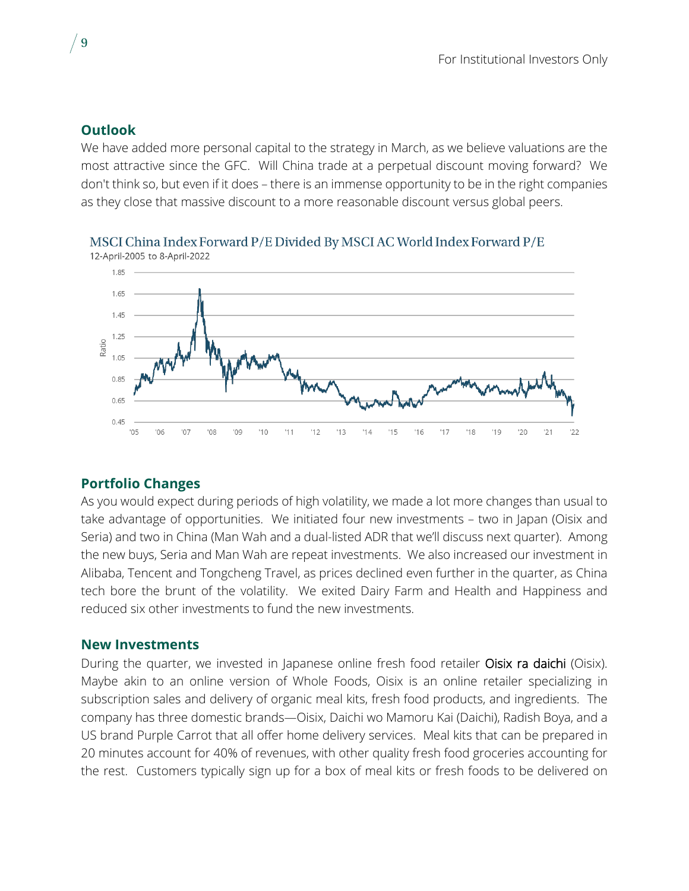## Outlook

We have added more personal capital to the strategy in March, as we believe valuations are the most attractive since the GFC. Will China trade at a perpetual discount moving forward? We don't think so, but even if it does – there is an immense opportunity to be in the right companies as they close that massive discount to a more reasonable discount versus global peers.

MSCI China Index Forward P/E Divided By MSCI AC World Index Forward P/E
12-April-2005 to 8-April-2022

## Portfolio Changes

As you would expect during periods of high volatility, we made a lot more changes than usual to take advantage of opportunities. We initiated four new investments – two in Japan (Oisix and Seria) and two in China (Man Wah and a dual-listed ADR that we'll discuss next quarter). Among the new buys, Seria and Man Wah are repeat investments. We also increased our investment in Alibaba, Tencent and Tongcheng Travel, as prices declined even further in the quarter, as China tech bore the brunt of the volatility. We exited Dairy Farm and Health and Happiness and reduced six other investments to fund the new investments.

## New Investments

During the quarter, we invested in Japanese online fresh food retailer Oisix ra daichi (Oisix). Maybe akin to an online version of Whole Foods, Oisix is an online retailer specializing in subscription sales and delivery of organic meal kits, fresh food products, and ingredients. The company has three domestic brands—Oisix, Daichi wo Mamoru Kai (Daichi), Radish Boya, and a US brand Purple Carrot that all offer home delivery services. Meal kits that can be prepared in 20 minutes account for 40% of revenues, with other quality fresh food groceries accounting for the rest. Customers typically sign up for a box of meal kits or fresh foods to be delivered on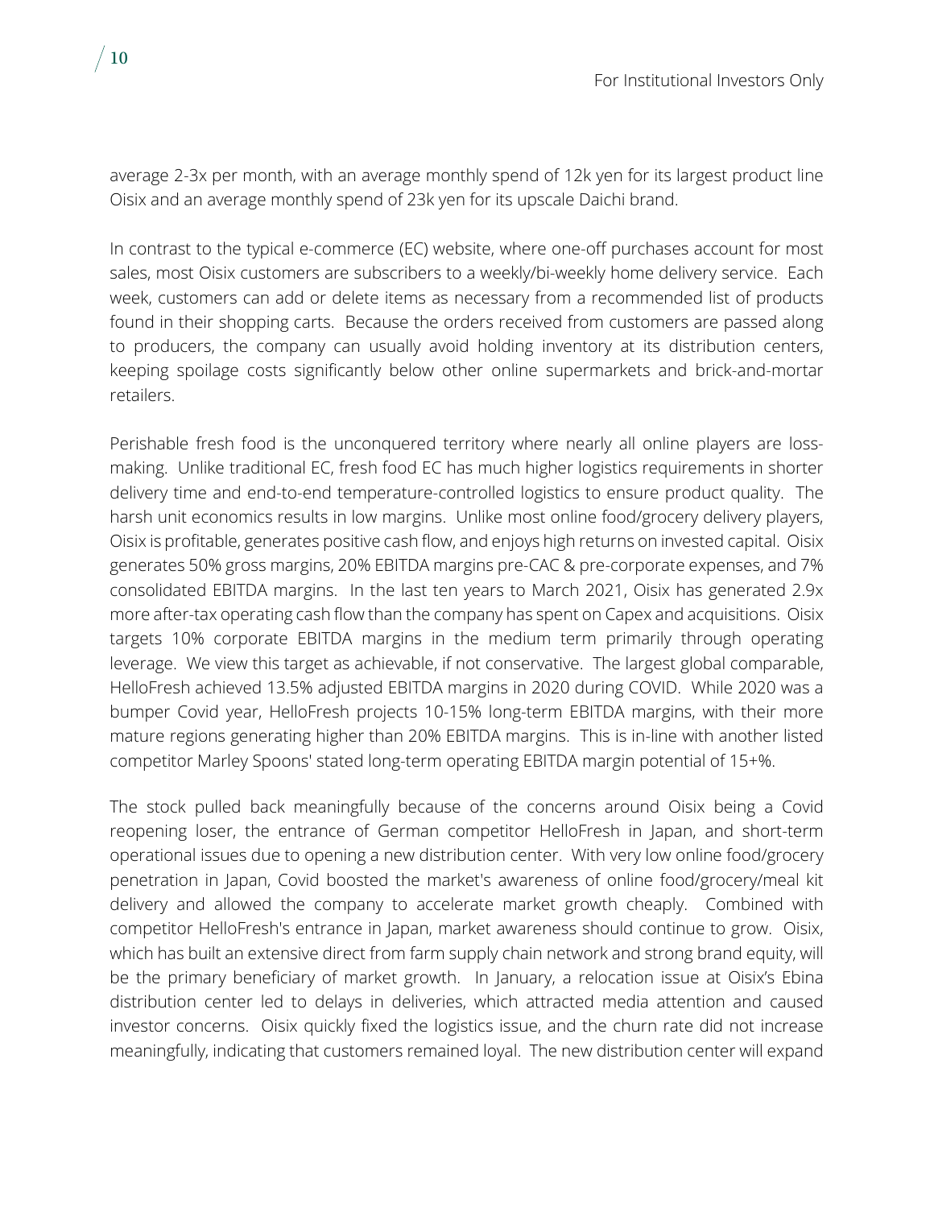average 2-3x per month, with an average monthly spend of 12k yen for its largest product line Oisix and an average monthly spend of 23k yen for its upscale Daichi brand.

In contrast to the typical e-commerce (EC) website, where one-off purchases account for most sales, most Oisix customers are subscribers to a weekly/bi-weekly home delivery service. Each week, customers can add or delete items as necessary from a recommended list of products found in their shopping carts. Because the orders received from customers are passed along to producers, the company can usually avoid holding inventory at its distribution centers, keeping spoilage costs significantly below other online supermarkets and brick-and-mortar retailers.

Perishable fresh food is the unconquered territory where nearly all online players are loss-making. Unlike traditional EC, fresh food EC has much higher logistics requirements in shorter delivery time and end-to-end temperature-controlled logistics to ensure product quality. The harsh unit economics results in low margins. Unlike most online food/grocery delivery players, Oisix is profitable, generates positive cash flow, and enjoys high returns on invested capital. Oisix generates 50% gross margins, 20% EBITDA margins pre-CAC & pre-corporate expenses, and 7% consolidated EBITDA margins. In the last ten years to March 2021, Oisix has generated 2.9x more after-tax operating cash flow than the company has spent on Capex and acquisitions. Oisix targets 10% corporate EBITDA margins in the medium term primarily through operating leverage. We view this target as achievable, if not conservative. The largest global comparable, HelloFresh achieved 13.5% adjusted EBITDA margins in 2020 during COVID. While 2020 was a bumper Covid year, HelloFresh projects 10-15% long-term EBITDA margins, with their more mature regions generating higher than 20% EBITDA margins. This is in-line with another listed competitor Marley Spoons' stated long-term operating EBITDA margin potential of 15+%.

The stock pulled back meaningfully because of the concerns around Oisix being a Covid reopening loser, the entrance of German competitor HelloFresh in Japan, and short-term operational issues due to opening a new distribution center. With very low online food/grocery penetration in Japan, Covid boosted the market's awareness of online food/grocery/meal kit delivery and allowed the company to accelerate market growth cheaply. Combined with competitor HelloFresh's entrance in Japan, market awareness should continue to grow. Oisix, which has built an extensive direct from farm supply chain network and strong brand equity, will be the primary beneficiary of market growth. In January, a relocation issue at Oisix's Ebina distribution center led to delays in deliveries, which attracted media attention and caused investor concerns. Oisix quickly fixed the logistics issue, and the churn rate did not increase meaningfully, indicating that customers remained loyal. The new distribution center will expand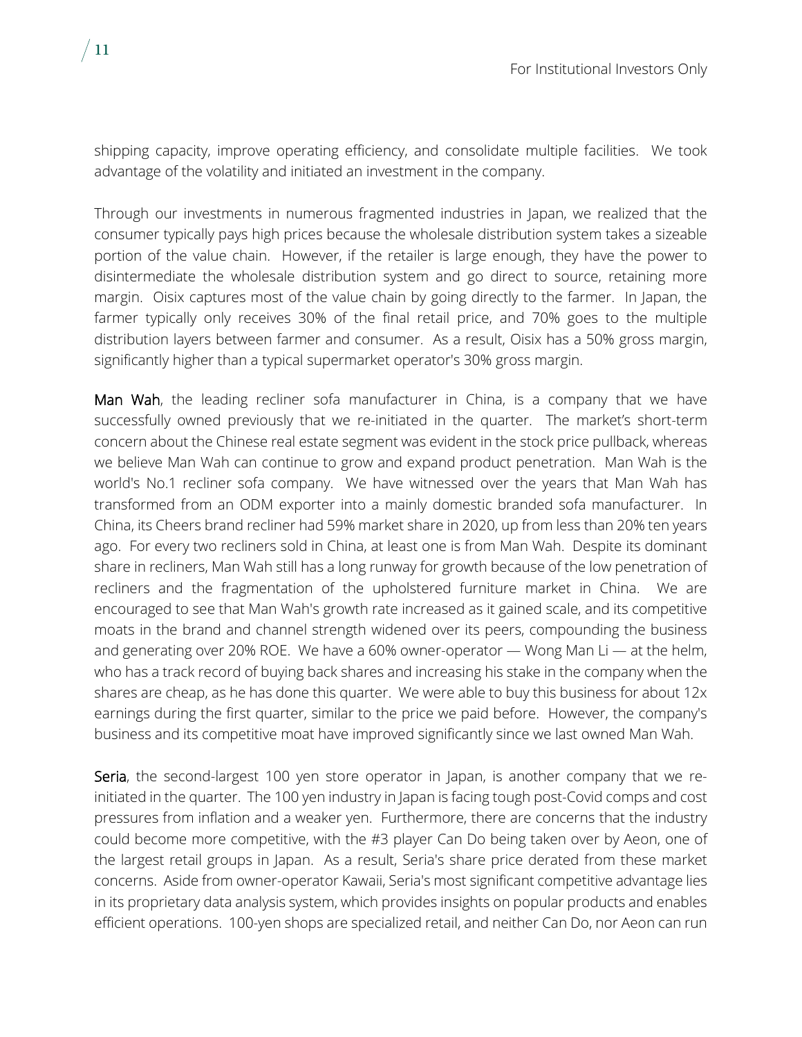shipping capacity, improve operating efficiency, and consolidate multiple facilities. We took advantage of the volatility and initiated an investment in the company.

Through our investments in numerous fragmented industries in Japan, we realized that the consumer typically pays high prices because the wholesale distribution system takes a sizeable portion of the value chain. However, if the retailer is large enough, they have the power to disintermediate the wholesale distribution system and go direct to source, retaining more margin. Oisix captures most of the value chain by going directly to the farmer. In Japan, the farmer typically only receives 30% of the final retail price, and 70% goes to the multiple distribution layers between farmer and consumer. As a result, Oisix has a 50% gross margin, significantly higher than a typical supermarket operator's 30% gross margin.

**Man Wah**, the leading recliner sofa manufacturer in China, is a company that we have successfully owned previously that we re-initiated in the quarter. The market's short-term concern about the Chinese real estate segment was evident in the stock price pullback, whereas we believe Man Wah can continue to grow and expand product penetration. Man Wah is the world's No.1 recliner sofa company. We have witnessed over the years that Man Wah has transformed from an ODM exporter into a mainly domestic branded sofa manufacturer. In China, its Cheers brand recliner had 59% market share in 2020, up from less than 20% ten years ago. For every two recliners sold in China, at least one is from Man Wah. Despite its dominant share in recliners, Man Wah still has a long runway for growth because of the low penetration of recliners and the fragmentation of the upholstered furniture market in China. We are encouraged to see that Man Wah's growth rate increased as it gained scale, and its competitive moats in the brand and channel strength widened over its peers, compounding the business and generating over 20% ROE. We have a 60% owner-operator — Wong Man Li — at the helm, who has a track record of buying back shares and increasing his stake in the company when the shares are cheap, as he has done this quarter. We were able to buy this business for about 12x earnings during the first quarter, similar to the price we paid before. However, the company's business and its competitive moat have improved significantly since we last owned Man Wah.

**Seria**, the second-largest 100 yen store operator in Japan, is another company that we re-initiated in the quarter. The 100 yen industry in Japan is facing tough post-Covid comps and cost pressures from inflation and a weaker yen. Furthermore, there are concerns that the industry could become more competitive, with the #3 player Can Do being taken over by Aeon, one of the largest retail groups in Japan. As a result, Seria's share price derated from these market concerns. Aside from owner-operator Kawaii, Seria's most significant competitive advantage lies in its proprietary data analysis system, which provides insights on popular products and enables efficient operations. 100-yen shops are specialized retail, and neither Can Do, nor Aeon can run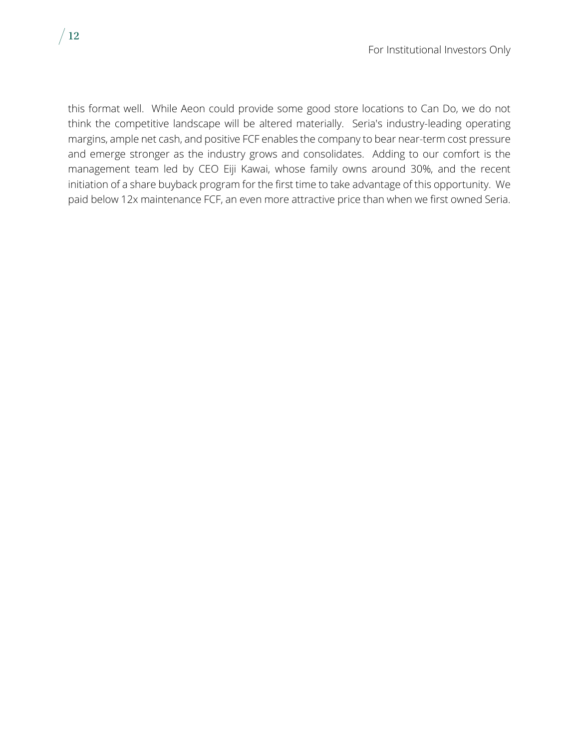this format well. While Aeon could provide some good store locations to Can Do, we do not think the competitive landscape will be altered materially. Seria's industry-leading operating margins, ample net cash, and positive FCF enables the company to bear near-term cost pressure and emerge stronger as the industry grows and consolidates. Adding to our comfort is the management team led by CEO Eiji Kawai, whose family owns around 30%, and the recent initiation of a share buyback program for the first time to take advantage of this opportunity. We paid below 12x maintenance FCF, an even more attractive price than when we first owned Seria.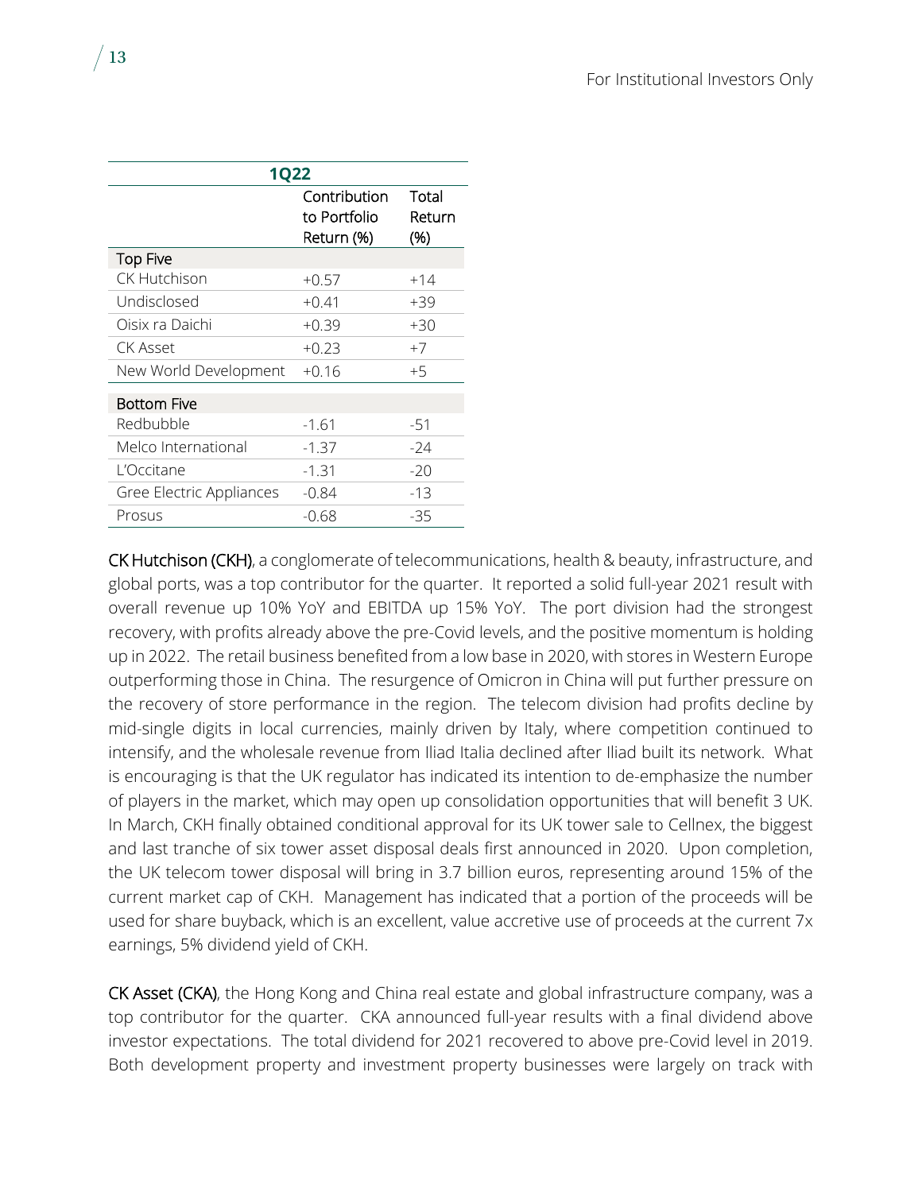| 1Q22 | | |
|---|---|---|
| | Contribution to Portfolio Return (%) | Total Return (%) |
| **Top Five** | | |
| CK Hutchison | +0.57 | +14 |
| Undisclosed | +0.41 | +39 |
| Oisix ra Daichi | +0.39 | +30 |
| CK Asset | +0.23 | +7 |
| New World Development | +0.16 | +5 |
| **Bottom Five** | | |
| Redbubble | -1.61 | -51 |
| Melco International | -1.37 | -24 |
| L'Occitane | -1.31 | -20 |
| Gree Electric Appliances | -0.84 | -13 |
| Prosus | -0.68 | -35 |

CK Hutchison (CKH), a conglomerate of telecommunications, health & beauty, infrastructure, and global ports, was a top contributor for the quarter. It reported a solid full-year 2021 result with overall revenue up 10% YoY and EBITDA up 15% YoY. The port division had the strongest recovery, with profits already above the pre-Covid levels, and the positive momentum is holding up in 2022. The retail business benefited from a low base in 2020, with stores in Western Europe outperforming those in China. The resurgence of Omicron in China will put further pressure on the recovery of store performance in the region. The telecom division had profits decline by mid-single digits in local currencies, mainly driven by Italy, where competition continued to intensify, and the wholesale revenue from Iliad Italia declined after Iliad built its network. What is encouraging is that the UK regulator has indicated its intention to de-emphasize the number of players in the market, which may open up consolidation opportunities that will benefit 3 UK. In March, CKH finally obtained conditional approval for its UK tower sale to Cellnex, the biggest and last tranche of six tower asset disposal deals first announced in 2020. Upon completion, the UK telecom tower disposal will bring in 3.7 billion euros, representing around 15% of the current market cap of CKH. Management has indicated that a portion of the proceeds will be used for share buyback, which is an excellent, value accretive use of proceeds at the current 7x earnings, 5% dividend yield of CKH.

CK Asset (CKA), the Hong Kong and China real estate and global infrastructure company, was a top contributor for the quarter. CKA announced full-year results with a final dividend above investor expectations. The total dividend for 2021 recovered to above pre-Covid level in 2019. Both development property and investment property businesses were largely on track with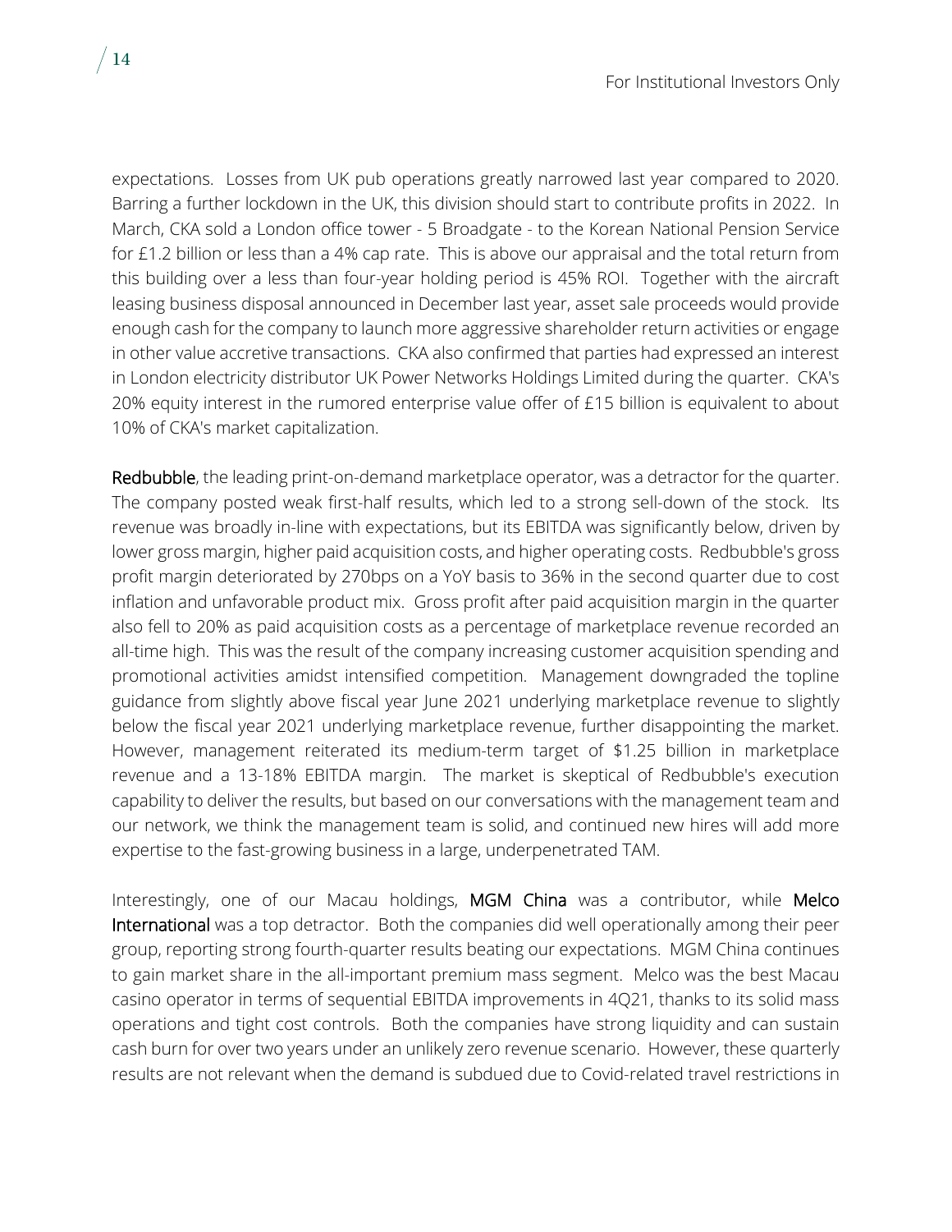expectations. Losses from UK pub operations greatly narrowed last year compared to 2020. Barring a further lockdown in the UK, this division should start to contribute profits in 2022. In March, CKA sold a London office tower - 5 Broadgate - to the Korean National Pension Service for £1.2 billion or less than a 4% cap rate. This is above our appraisal and the total return from this building over a less than four-year holding period is 45% ROI. Together with the aircraft leasing business disposal announced in December last year, asset sale proceeds would provide enough cash for the company to launch more aggressive shareholder return activities or engage in other value accretive transactions. CKA also confirmed that parties had expressed an interest in London electricity distributor UK Power Networks Holdings Limited during the quarter. CKA's 20% equity interest in the rumored enterprise value offer of £15 billion is equivalent to about 10% of CKA's market capitalization.

**Redbubble**, the leading print-on-demand marketplace operator, was a detractor for the quarter. The company posted weak first-half results, which led to a strong sell-down of the stock. Its revenue was broadly in-line with expectations, but its EBITDA was significantly below, driven by lower gross margin, higher paid acquisition costs, and higher operating costs. Redbubble's gross profit margin deteriorated by 270bps on a YoY basis to 36% in the second quarter due to cost inflation and unfavorable product mix. Gross profit after paid acquisition margin in the quarter also fell to 20% as paid acquisition costs as a percentage of marketplace revenue recorded an all-time high. This was the result of the company increasing customer acquisition spending and promotional activities amidst intensified competition. Management downgraded the topline guidance from slightly above fiscal year June 2021 underlying marketplace revenue to slightly below the fiscal year 2021 underlying marketplace revenue, further disappointing the market. However, management reiterated its medium-term target of $1.25 billion in marketplace revenue and a 13-18% EBITDA margin. The market is skeptical of Redbubble's execution capability to deliver the results, but based on our conversations with the management team and our network, we think the management team is solid, and continued new hires will add more expertise to the fast-growing business in a large, underpenetrated TAM.

Interestingly, one of our Macau holdings, **MGM China** was a contributor, while **Melco International** was a top detractor. Both the companies did well operationally among their peer group, reporting strong fourth-quarter results beating our expectations. MGM China continues to gain market share in the all-important premium mass segment. Melco was the best Macau casino operator in terms of sequential EBITDA improvements in 4Q21, thanks to its solid mass operations and tight cost controls. Both the companies have strong liquidity and can sustain cash burn for over two years under an unlikely zero revenue scenario. However, these quarterly results are not relevant when the demand is subdued due to Covid-related travel restrictions in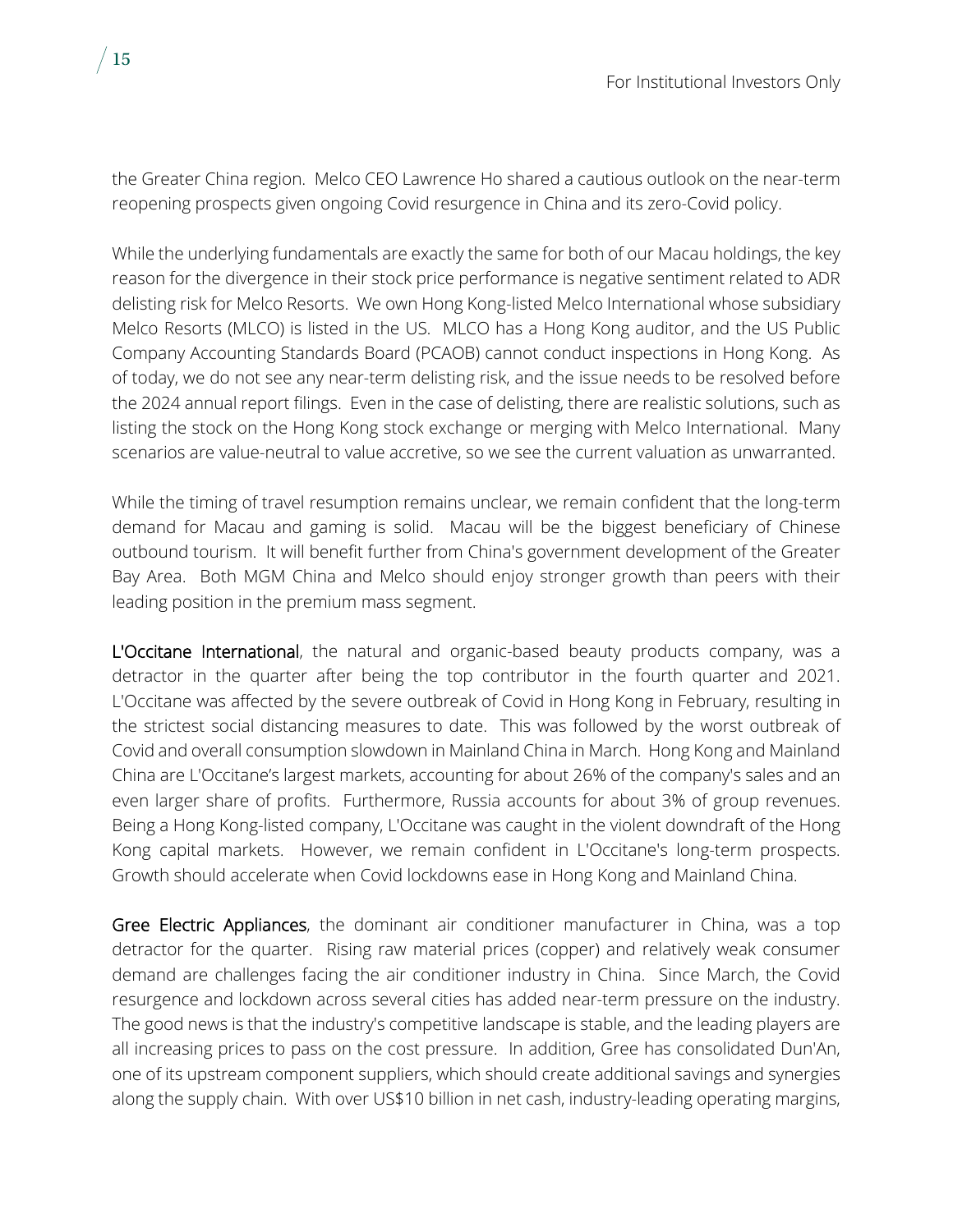the Greater China region. Melco CEO Lawrence Ho shared a cautious outlook on the near-term reopening prospects given ongoing Covid resurgence in China and its zero-Covid policy.

While the underlying fundamentals are exactly the same for both of our Macau holdings, the key reason for the divergence in their stock price performance is negative sentiment related to ADR delisting risk for Melco Resorts. We own Hong Kong-listed Melco International whose subsidiary Melco Resorts (MLCO) is listed in the US. MLCO has a Hong Kong auditor, and the US Public Company Accounting Standards Board (PCAOB) cannot conduct inspections in Hong Kong. As of today, we do not see any near-term delisting risk, and the issue needs to be resolved before the 2024 annual report filings. Even in the case of delisting, there are realistic solutions, such as listing the stock on the Hong Kong stock exchange or merging with Melco International. Many scenarios are value-neutral to value accretive, so we see the current valuation as unwarranted.

While the timing of travel resumption remains unclear, we remain confident that the long-term demand for Macau and gaming is solid. Macau will be the biggest beneficiary of Chinese outbound tourism. It will benefit further from China's government development of the Greater Bay Area. Both MGM China and Melco should enjoy stronger growth than peers with their leading position in the premium mass segment.

L'Occitane International, the natural and organic-based beauty products company, was a detractor in the quarter after being the top contributor in the fourth quarter and 2021. L'Occitane was affected by the severe outbreak of Covid in Hong Kong in February, resulting in the strictest social distancing measures to date. This was followed by the worst outbreak of Covid and overall consumption slowdown in Mainland China in March. Hong Kong and Mainland China are L'Occitane's largest markets, accounting for about 26% of the company's sales and an even larger share of profits. Furthermore, Russia accounts for about 3% of group revenues. Being a Hong Kong-listed company, L'Occitane was caught in the violent downdraft of the Hong Kong capital markets. However, we remain confident in L'Occitane's long-term prospects. Growth should accelerate when Covid lockdowns ease in Hong Kong and Mainland China.

Gree Electric Appliances, the dominant air conditioner manufacturer in China, was a top detractor for the quarter. Rising raw material prices (copper) and relatively weak consumer demand are challenges facing the air conditioner industry in China. Since March, the Covid resurgence and lockdown across several cities has added near-term pressure on the industry. The good news is that the industry's competitive landscape is stable, and the leading players are all increasing prices to pass on the cost pressure. In addition, Gree has consolidated Dun'An, one of its upstream component suppliers, which should create additional savings and synergies along the supply chain. With over US$10 billion in net cash, industry-leading operating margins,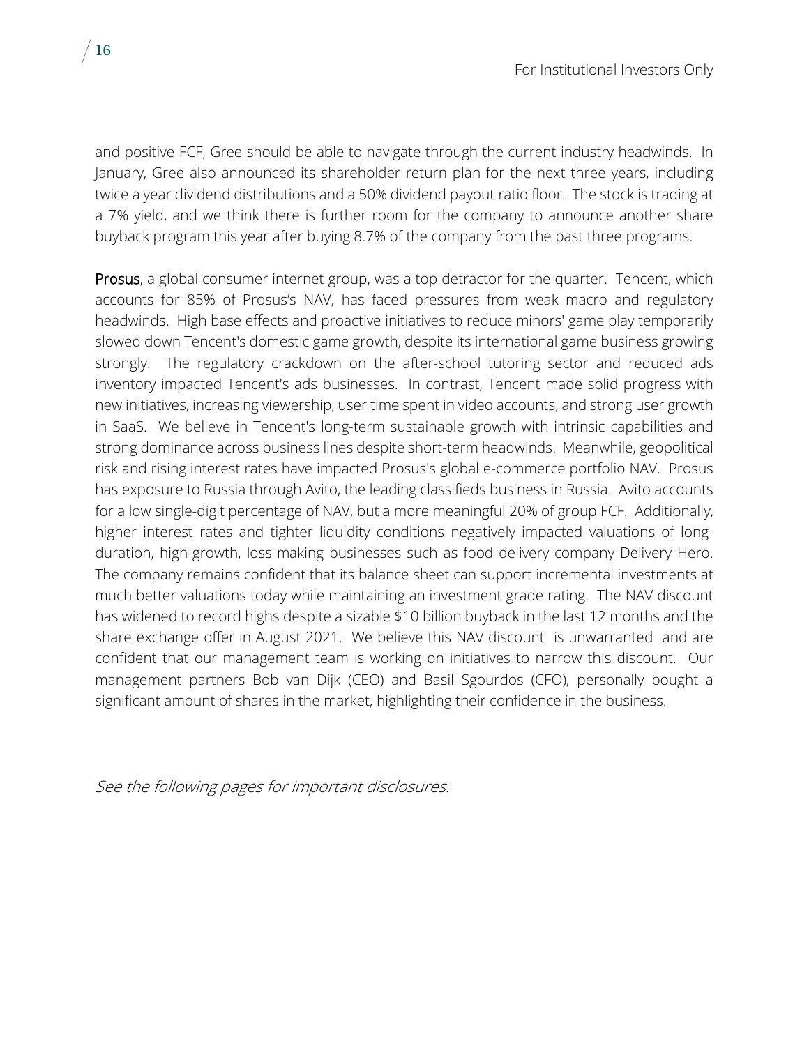and positive FCF, Gree should be able to navigate through the current industry headwinds. In January, Gree also announced its shareholder return plan for the next three years, including twice a year dividend distributions and a 50% dividend payout ratio floor. The stock is trading at a 7% yield, and we think there is further room for the company to announce another share buyback program this year after buying 8.7% of the company from the past three programs.

Prosus, a global consumer internet group, was a top detractor for the quarter. Tencent, which accounts for 85% of Prosus's NAV, has faced pressures from weak macro and regulatory headwinds. High base effects and proactive initiatives to reduce minors' game play temporarily slowed down Tencent's domestic game growth, despite its international game business growing strongly. The regulatory crackdown on the after-school tutoring sector and reduced ads inventory impacted Tencent's ads businesses. In contrast, Tencent made solid progress with new initiatives, increasing viewership, user time spent in video accounts, and strong user growth in SaaS. We believe in Tencent's long-term sustainable growth with intrinsic capabilities and strong dominance across business lines despite short-term headwinds. Meanwhile, geopolitical risk and rising interest rates have impacted Prosus's global e-commerce portfolio NAV. Prosus has exposure to Russia through Avito, the leading classifieds business in Russia. Avito accounts for a low single-digit percentage of NAV, but a more meaningful 20% of group FCF. Additionally, higher interest rates and tighter liquidity conditions negatively impacted valuations of long-duration, high-growth, loss-making businesses such as food delivery company Delivery Hero. The company remains confident that its balance sheet can support incremental investments at much better valuations today while maintaining an investment grade rating. The NAV discount has widened to record highs despite a sizable $10 billion buyback in the last 12 months and the share exchange offer in August 2021. We believe this NAV discount is unwarranted and are confident that our management team is working on initiatives to narrow this discount. Our management partners Bob van Dijk (CEO) and Basil Sgourdos (CFO), personally bought a significant amount of shares in the market, highlighting their confidence in the business.

*See the following pages for important disclosures.*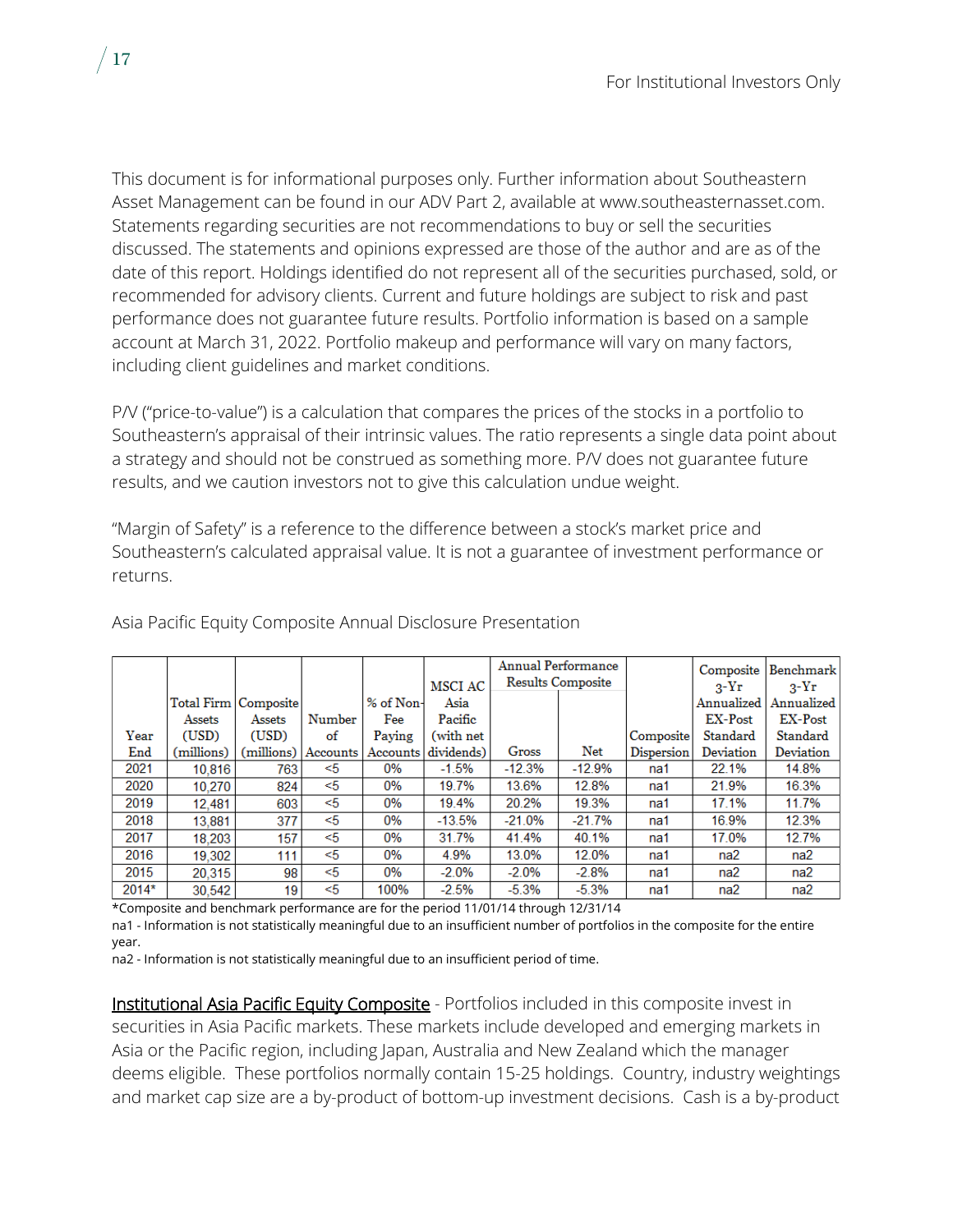This document is for informational purposes only. Further information about Southeastern Asset Management can be found in our ADV Part 2, available at www.southeasternasset.com. Statements regarding securities are not recommendations to buy or sell the securities discussed. The statements and opinions expressed are those of the author and are as of the date of this report. Holdings identified do not represent all of the securities purchased, sold, or recommended for advisory clients. Current and future holdings are subject to risk and past performance does not guarantee future results. Portfolio information is based on a sample account at March 31, 2022. Portfolio makeup and performance will vary on many factors, including client guidelines and market conditions.

P/V ("price-to-value") is a calculation that compares the prices of the stocks in a portfolio to Southeastern's appraisal of their intrinsic values. The ratio represents a single data point about a strategy and should not be construed as something more. P/V does not guarantee future results, and we caution investors not to give this calculation undue weight.

"Margin of Safety" is a reference to the difference between a stock's market price and Southeastern's calculated appraisal value. It is not a guarantee of investment performance or returns.

Asia Pacific Equity Composite Annual Disclosure Presentation

| Year End | Total Firm Assets (USD) (millions) | Composite Assets (USD) (millions) | Number of Accounts | % of Non-Fee Paying Accounts | MSCI AC Asia Pacific (with net dividends) | Annual Performance Results Composite | | Composite Dispersion | Composite 3-Yr Annualized EX-Post Standard Deviation | Benchmark 3-Yr Annualized EX-Post Standard Deviation |
|---|---|---|---|---|---|---|---|---|---|---|
| | | | | | | Gross | Net | | | |
| 2021 | 10,816 | 763 | <5 | 0% | -1.5% | -12.3% | -12.9% | na1 | 22.1% | 14.8% |
| 2020 | 10,270 | 824 | <5 | 0% | 19.7% | 13.6% | 12.8% | na1 | 21.9% | 16.3% |
| 2019 | 12,481 | 603 | <5 | 0% | 19.4% | 20.2% | 19.3% | na1 | 17.1% | 11.7% |
| 2018 | 13,881 | 377 | <5 | 0% | -13.5% | -21.0% | -21.7% | na1 | 16.9% | 12.3% |
| 2017 | 18,203 | 157 | <5 | 0% | 31.7% | 41.4% | 40.1% | na1 | 17.0% | 12.7% |
| 2016 | 19,302 | 111 | <5 | 0% | 4.9% | 13.0% | 12.0% | na1 | na2 | na2 |
| 2015 | 20,315 | 98 | <5 | 0% | -2.0% | -2.0% | -2.8% | na1 | na2 | na2 |
| 2014* | 30,542 | 19 | <5 | 100% | -2.5% | -5.3% | -5.3% | na1 | na2 | na2 |

*Composite and benchmark performance are for the period 11/01/14 through 12/31/14

na1 - Information is not statistically meaningful due to an insufficient number of portfolios in the composite for the entire year.

na2 - Information is not statistically meaningful due to an insufficient period of time.

Institutional Asia Pacific Equity Composite - Portfolios included in this composite invest in securities in Asia Pacific markets. These markets include developed and emerging markets in Asia or the Pacific region, including Japan, Australia and New Zealand which the manager deems eligible. These portfolios normally contain 15-25 holdings. Country, industry weightings and market cap size are a by-product of bottom-up investment decisions. Cash is a by-product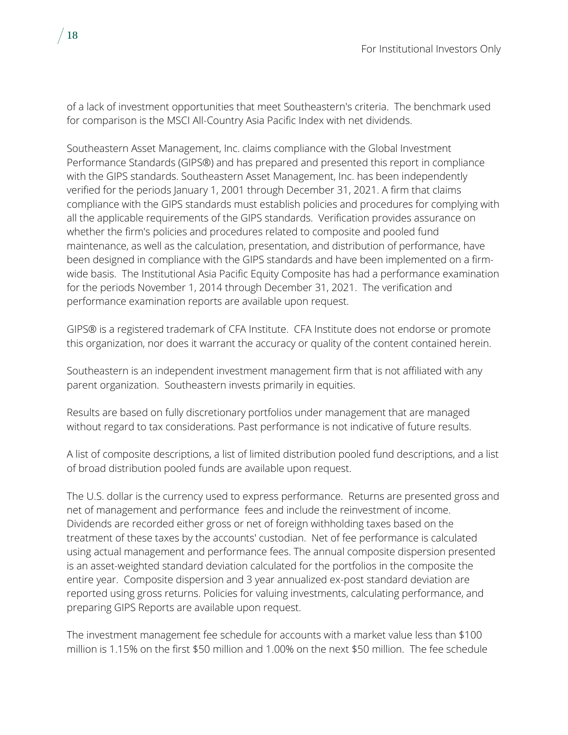of a lack of investment opportunities that meet Southeastern's criteria. The benchmark used for comparison is the MSCI All-Country Asia Pacific Index with net dividends.

Southeastern Asset Management, Inc. claims compliance with the Global Investment Performance Standards (GIPS®) and has prepared and presented this report in compliance with the GIPS standards. Southeastern Asset Management, Inc. has been independently verified for the periods January 1, 2001 through December 31, 2021. A firm that claims compliance with the GIPS standards must establish policies and procedures for complying with all the applicable requirements of the GIPS standards. Verification provides assurance on whether the firm's policies and procedures related to composite and pooled fund maintenance, as well as the calculation, presentation, and distribution of performance, have been designed in compliance with the GIPS standards and have been implemented on a firm-wide basis. The Institutional Asia Pacific Equity Composite has had a performance examination for the periods November 1, 2014 through December 31, 2021. The verification and performance examination reports are available upon request.

GIPS® is a registered trademark of CFA Institute. CFA Institute does not endorse or promote this organization, nor does it warrant the accuracy or quality of the content contained herein.

Southeastern is an independent investment management firm that is not affiliated with any parent organization. Southeastern invests primarily in equities.

Results are based on fully discretionary portfolios under management that are managed without regard to tax considerations. Past performance is not indicative of future results.

A list of composite descriptions, a list of limited distribution pooled fund descriptions, and a list of broad distribution pooled funds are available upon request.

The U.S. dollar is the currency used to express performance. Returns are presented gross and net of management and performance fees and include the reinvestment of income. Dividends are recorded either gross or net of foreign withholding taxes based on the treatment of these taxes by the accounts' custodian. Net of fee performance is calculated using actual management and performance fees. The annual composite dispersion presented is an asset-weighted standard deviation calculated for the portfolios in the composite the entire year. Composite dispersion and 3 year annualized ex-post standard deviation are reported using gross returns. Policies for valuing investments, calculating performance, and preparing GIPS Reports are available upon request.

The investment management fee schedule for accounts with a market value less than $100 million is 1.15% on the first $50 million and 1.00% on the next $50 million. The fee schedule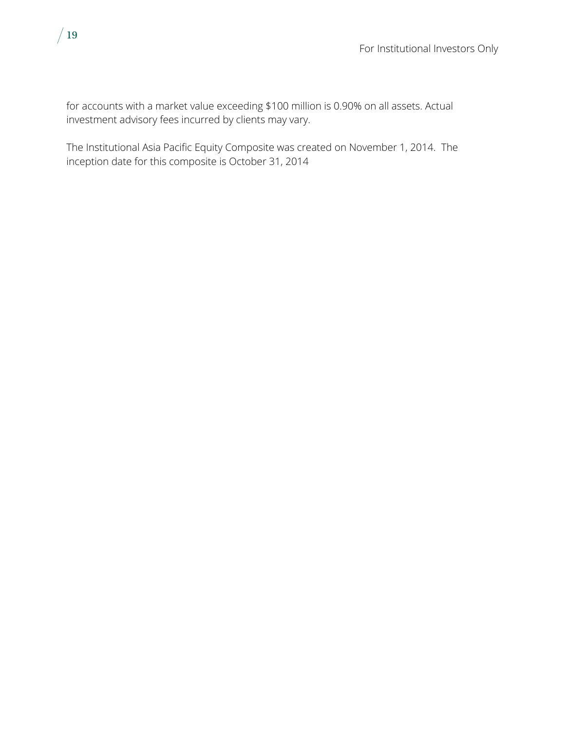for accounts with a market value exceeding $100 million is 0.90% on all assets. Actual investment advisory fees incurred by clients may vary.

The Institutional Asia Pacific Equity Composite was created on November 1, 2014. The inception date for this composite is October 31, 2014